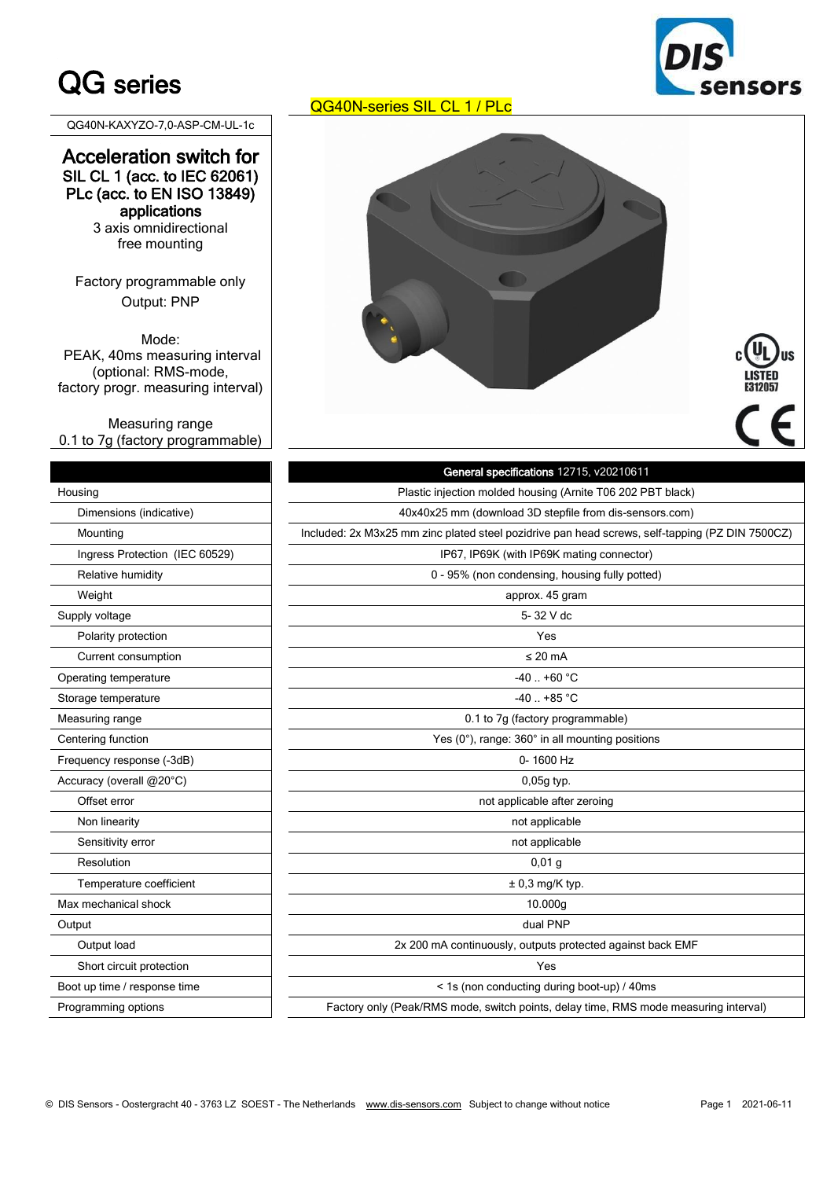# QG series

QG40N-series SIL CL 1 / PLc

QG40N-KAXYZO-7,0-ASP-CM-UL-1c

## Acceleration switch for
**SIL CL 1 (acc. to IEC 62061)**
**PLc (acc. to EN ISO 13849)**
**applications**

3 axis omnidirectional
free mounting

Factory programmable only
Output: PNP

Mode:
PEAK, 40ms measuring interval
(optional: RMS-mode,
factory progr. measuring interval)

Measuring range
0.1 to 7g (factory programmable)

| | **General specifications** 12715, v20210611 |
|---|---|
| Housing | Plastic injection molded housing (Arnite T06 202 PBT black) |
| Dimensions (indicative) | 40x40x25 mm (download 3D stepfile from dis-sensors.com) |
| Mounting | Included: 2x M3x25 mm zinc plated steel pozidrive pan head screws, self-tapping (PZ DIN 7500CZ) |
| Ingress Protection (IEC 60529) | IP67, IP69K (with IP69K mating connector) |
| Relative humidity | 0 - 95% (non condensing, housing fully potted) |
| Weight | approx. 45 gram |
| Supply voltage | 5- 32 V dc |
| Polarity protection | Yes |
| Current consumption | ≤ 20 mA |
| Operating temperature | -40 .. +60 °C |
| Storage temperature | -40 .. +85 °C |
| Measuring range | 0.1 to 7g (factory programmable) |
| Centering function | Yes (0°), range: 360° in all mounting positions |
| Frequency response (-3dB) | 0- 1600 Hz |
| Accuracy (overall @20°C) | 0,05g typ. |
| Offset error | not applicable after zeroing |
| Non linearity | not applicable |
| Sensitivity error | not applicable |
| Resolution | 0,01 g |
| Temperature coefficient | ± 0,3 mg/K typ. |
| Max mechanical shock | 10.000g |
| Output | dual PNP |
| Output load | 2x 200 mA continuously, outputs protected against back EMF |
| Short circuit protection | Yes |
| Boot up time / response time | < 1s (non conducting during boot-up) / 40ms |
| Programming options | Factory only (Peak/RMS mode, switch points, delay time, RMS mode measuring interval) |

© DIS Sensors - Oostergracht 40 - 3763 LZ SOEST - The Netherlands www.dis-sensors.com Subject to change without notice 2021-06-11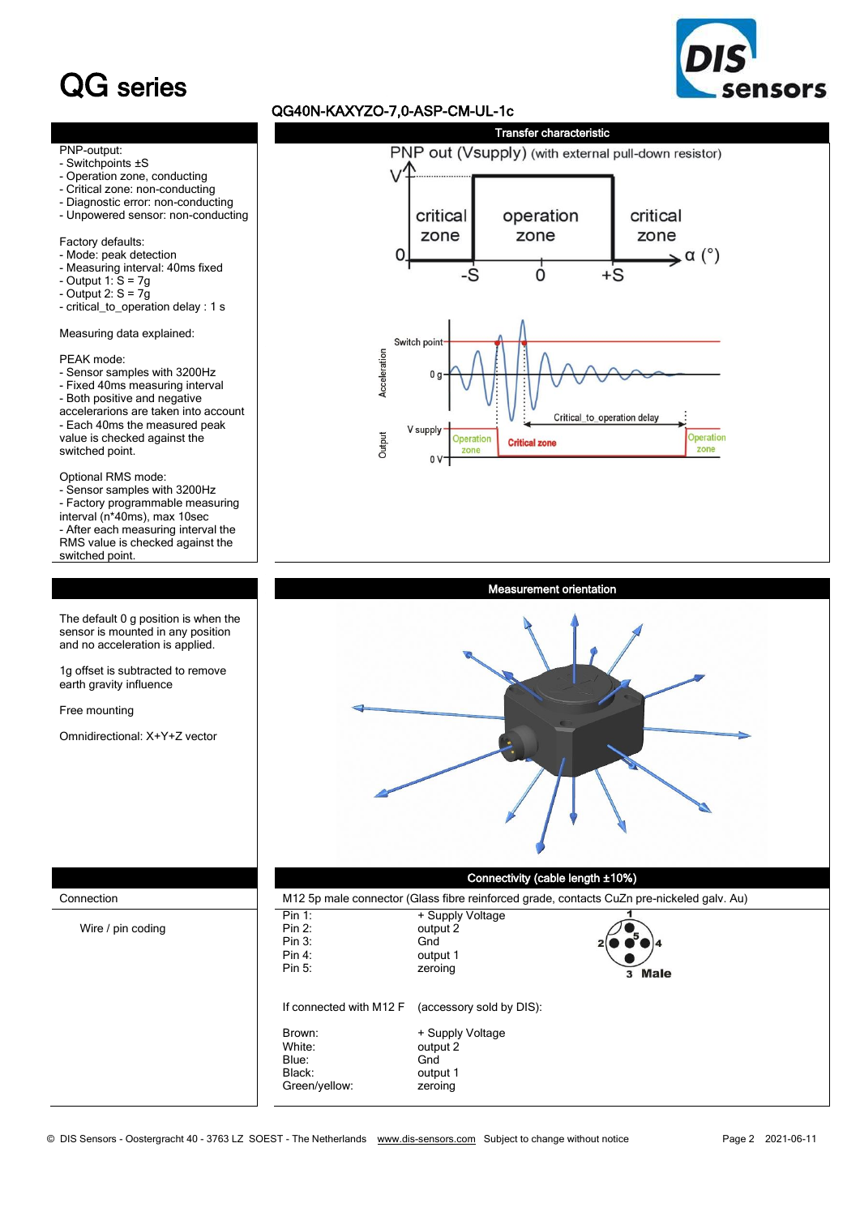# QG series

## QG40N-KAXYZO-7,0-ASP-CM-UL-1c

### Transfer characteristic

PNP-output:
- Switchpoints ±S
- Operation zone, conducting
- Critical zone: non-conducting
- Diagnostic error: non-conducting
- Unpowered sensor: non-conducting

Factory defaults:
- Mode: peak detection
- Measuring interval: 40ms fixed
- Output 1: S = 7g
- Output 2: S = 7g
- critical_to_operation delay : 1 s

Measuring data explained:

PEAK mode:
- Sensor samples with 3200Hz
- Fixed 40ms measuring interval
- Both positive and negative accelerarions are taken into account
- Each 40ms the measured peak value is checked against the switched point.

Optional RMS mode:
- Sensor samples with 3200Hz
- Factory programmable measuring interval (n*40ms), max 10sec
- After each measuring interval the RMS value is checked against the switched point.

PNP out (Vsupply) (with external pull-down resistor)

V, 0 — critical zone | operation zone | critical zone — -S, 0, +S — α (°)

Acceleration: Switch point, 0 g — Critical_to_operation delay
Output: V supply, 0 V — Operation zone | Critical zone | Operation zone

### Measurement orientation

The default 0 g position is when the sensor is mounted in any position and no acceleration is applied.

1g offset is subtracted to remove earth gravity influence

Free mounting

Omnidirectional: X+Y+Z vector

### Connectivity (cable length ±10%)

| Connection | M12 5p male connector (Glass fibre reinforced grade, contacts CuZn pre-nickeled galv. Au) |
|---|---|

Wire / pin coding

| Pin | Function |
|---|---|
| Pin 1: | + Supply Voltage |
| Pin 2: | output 2 |
| Pin 3: | Gnd |
| Pin 4: | output 1 |
| Pin 5: | zeroing |

Male

If connected with M12 F (accessory sold by DIS):

| Wire | Function |
|---|---|
| Brown: | + Supply Voltage |
| White: | output 2 |
| Blue: | Gnd |
| Black: | output 1 |
| Green/yellow: | zeroing |

© DIS Sensors - Oostergracht 40 - 3763 LZ SOEST - The Netherlands www.dis-sensors.com Subject to change without notice 2021-06-11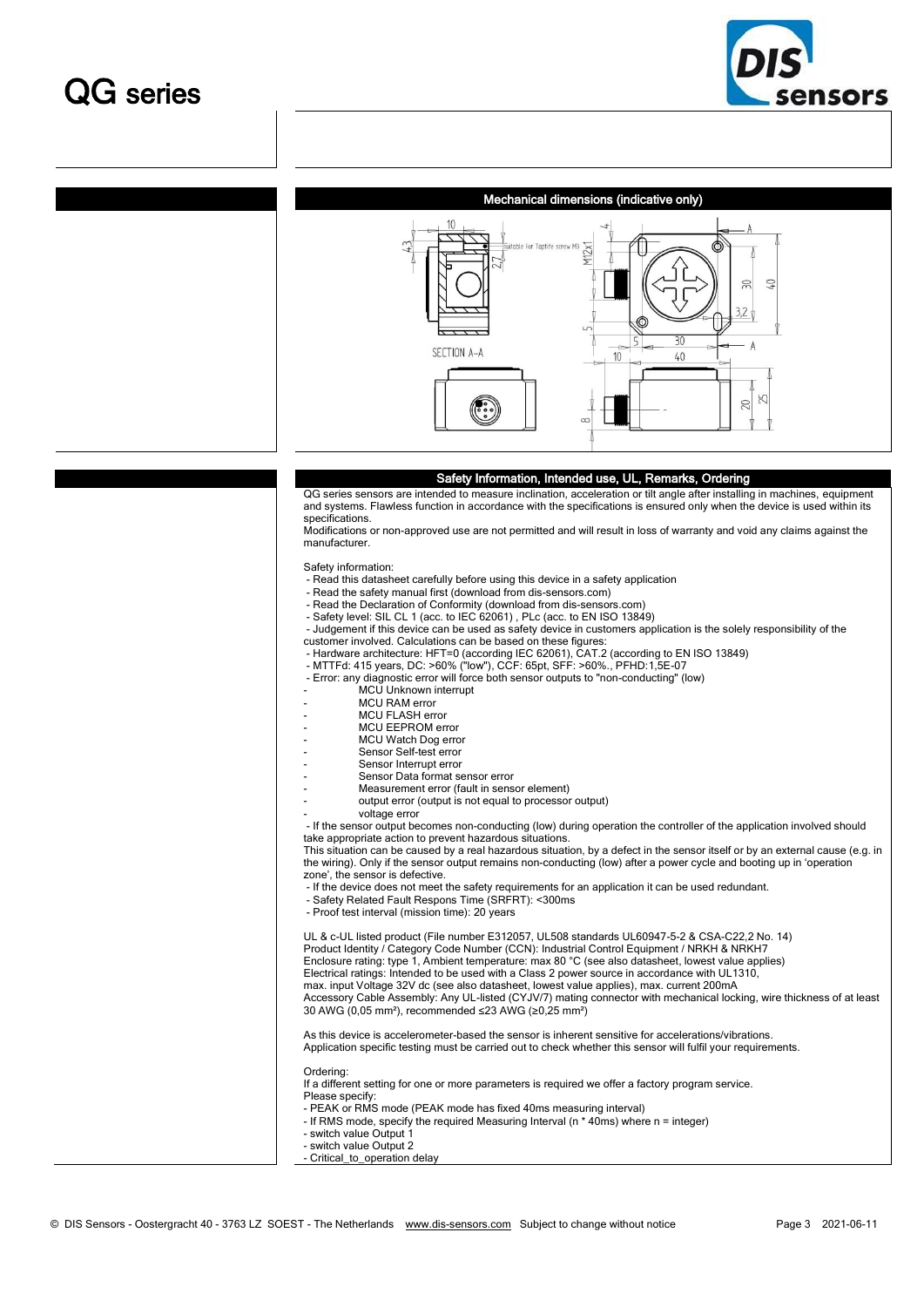## Mechanical dimensions (indicative only)

10
4,3
Suitable for Tapfite screw M3
2,7
SECTION A-A
M12x1
4
5
A
30
40
3,2
5
30
10
40
A
8
20
25

## Safety Information, Intended use, UL, Remarks, Ordering

QG series sensors are intended to measure inclination, acceleration or tilt angle after installing in machines, equipment and systems. Flawless function in accordance with the specifications is ensured only when the device is used within its specifications.
Modifications or non-approved use are not permitted and will result in loss of warranty and void any claims against the manufacturer.

Safety information:

- Read this datasheet carefully before using this device in a safety application
- Read the safety manual first (download from dis-sensors.com)
- Read the Declaration of Conformity (download from dis-sensors.com)
- Safety level: SIL CL 1 (acc. to IEC 62061) , PLc (acc. to EN ISO 13849)
- Judgement if this device can be used as safety device in customers application is the solely responsibility of the customer involved. Calculations can be based on these figures:
- Hardware architecture: HFT=0 (according IEC 62061), CAT.2 (according to EN ISO 13849)
- MTTFd: 415 years, DC: >60% ("low"), CCF: 65pt, SFF: >60%., PFHD:1,5E-07
- Error: any diagnostic error will force both sensor outputs to "non-conducting" (low)
  - MCU Unknown interrupt
  - MCU RAM error
  - MCU FLASH error
  - MCU EEPROM error
  - MCU Watch Dog error
  - Sensor Self-test error
  - Sensor Interrupt error
  - Sensor Data format sensor error
  - Measurement error (fault in sensor element)
  - output error (output is not equal to processor output)
  - voltage error
- If the sensor output becomes non-conducting (low) during operation the controller of the application involved should take appropriate action to prevent hazardous situations.

This situation can be caused by a real hazardous situation, by a defect in the sensor itself or by an external cause (e.g. in the wiring). Only if the sensor output remains non-conducting (low) after a power cycle and booting up in 'operation zone', the sensor is defective.

- If the device does not meet the safety requirements for an application it can be used redundant.
- Safety Related Fault Respons Time (SRFRT): <300ms
- Proof test interval (mission time): 20 years

UL & c-UL listed product (File number E312057, UL508 standards UL60947-5-2 & CSA-C22,2 No. 14)
Product Identity / Category Code Number (CCN): Industrial Control Equipment / NRKH & NRKH7
Enclosure rating: type 1, Ambient temperature: max 80 °C (see also datasheet, lowest value applies)
Electrical ratings: Intended to be used with a Class 2 power source in accordance with UL1310,
max. input Voltage 32V dc (see also datasheet, lowest value applies), max. current 200mA
Accessory Cable Assembly: Any UL-listed (CYJV/7) mating connector with mechanical locking, wire thickness of at least 30 AWG (0,05 mm²), recommended ≤23 AWG (≥0,25 mm²)

As this device is accelerometer-based the sensor is inherent sensitive for accelerations/vibrations.
Application specific testing must be carried out to check whether this sensor will fulfil your requirements.

Ordering:
If a different setting for one or more parameters is required we offer a factory program service.
Please specify:

- PEAK or RMS mode (PEAK mode has fixed 40ms measuring interval)
- If RMS mode, specify the required Measuring Interval (n * 40ms) where n = integer)
- switch value Output 1
- switch value Output 2
- Critical_to_operation delay